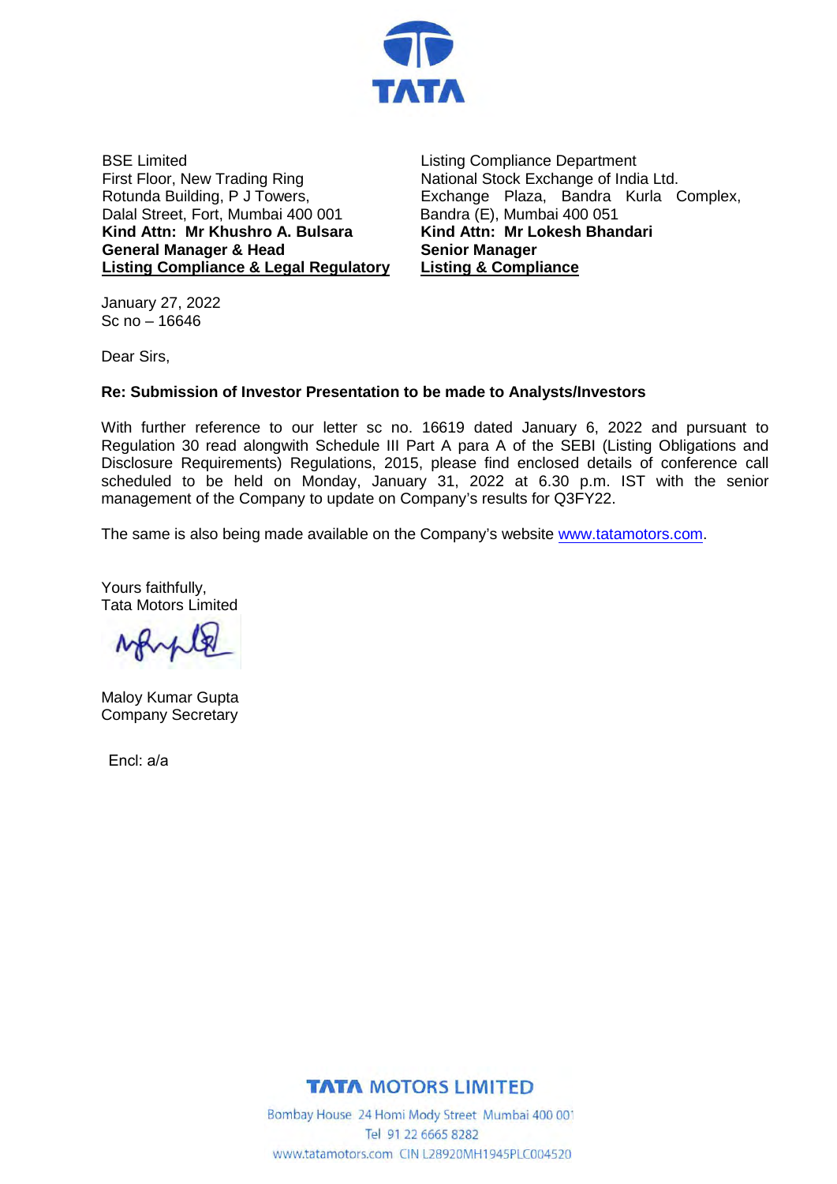TATA

BSE Limited
First Floor, New Trading Ring
Rotunda Building, P J Towers,
Dalal Street, Fort, Mumbai 400 001
**Kind Attn: Mr Khushro A. Bulsara**
**General Manager & Head**
**Listing Compliance & Legal Regulatory**

Listing Compliance Department
National Stock Exchange of India Ltd.
Exchange Plaza, Bandra Kurla Complex,
Bandra (E), Mumbai 400 051
**Kind Attn: Mr Lokesh Bhandari**
**Senior Manager**
**Listing & Compliance**

January 27, 2022
Sc no – 16646

Dear Sirs,

**Re: Submission of Investor Presentation to be made to Analysts/Investors**

With further reference to our letter sc no. 16619 dated January 6, 2022 and pursuant to Regulation 30 read alongwith Schedule III Part A para A of the SEBI (Listing Obligations and Disclosure Requirements) Regulations, 2015, please find enclosed details of conference call scheduled to be held on Monday, January 31, 2022 at 6.30 p.m. IST with the senior management of the Company to update on Company's results for Q3FY22.

The same is also being made available on the Company's website www.tatamotors.com.

Yours faithfully,
Tata Motors Limited

Maloy Kumar Gupta
Company Secretary

Encl: a/a

**TATA MOTORS LIMITED**

Bombay House 24 Homi Mody Street Mumbai 400 001
Tel 91 22 6665 8282
www.tatamotors.com CIN L28920MH1945PLC004520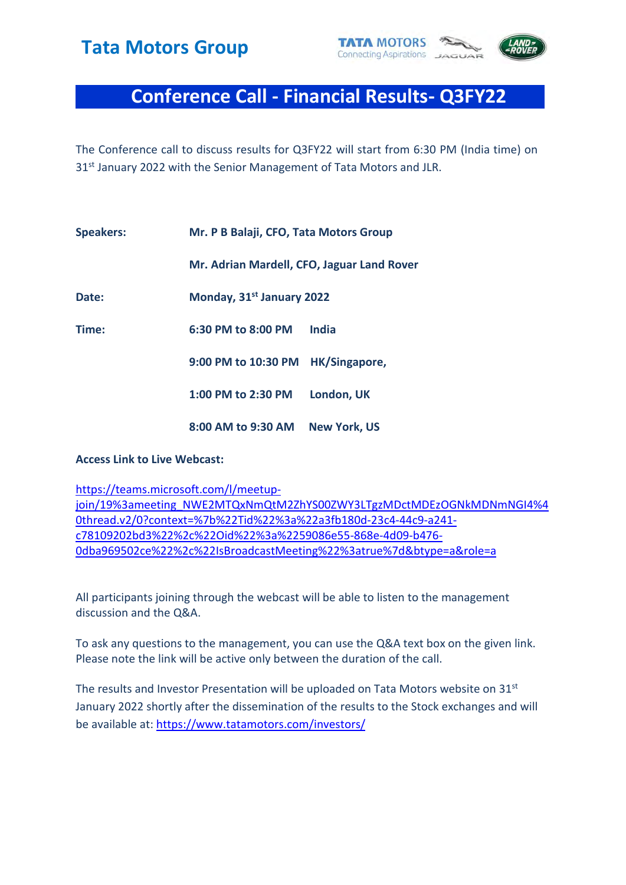# Tata Motors Group

## Conference Call - Financial Results- Q3FY22

The Conference call to discuss results for Q3FY22 will start from 6:30 PM (India time) on 31st January 2022 with the Senior Management of Tata Motors and JLR.

| | | |
|---|---|---|
| **Speakers:** | **Mr. P B Balaji, CFO, Tata Motors Group** | |
| | **Mr. Adrian Mardell, CFO, Jaguar Land Rover** | |
| **Date:** | **Monday, 31st January 2022** | |
| **Time:** | **6:30 PM to 8:00 PM** | **India** |
| | **9:00 PM to 10:30 PM** | **HK/Singapore,** |
| | **1:00 PM to 2:30 PM** | **London, UK** |
| | **8:00 AM to 9:30 AM** | **New York, US** |

**Access Link to Live Webcast:**

https://teams.microsoft.com/l/meetup-join/19%3ameeting_NWE2MTQxNmQtM2ZhYS00ZWY3LTgzMDctMDEzOGNkMDNmNGI4%40thread.v2/0?context=%7b%22Tid%22%3a%22a3fb180d-23c4-44c9-a241-c78109202bd3%22%2c%22Oid%22%3a%2259086e55-868e-4d09-b476-0dba969502ce%22%2c%22IsBroadcastMeeting%22%3atrue%7d&btype=a&role=a

All participants joining through the webcast will be able to listen to the management discussion and the Q&A.

To ask any questions to the management, you can use the Q&A text box on the given link. Please note the link will be active only between the duration of the call.

The results and Investor Presentation will be uploaded on Tata Motors website on 31st January 2022 shortly after the dissemination of the results to the Stock exchanges and will be available at: https://www.tatamotors.com/investors/